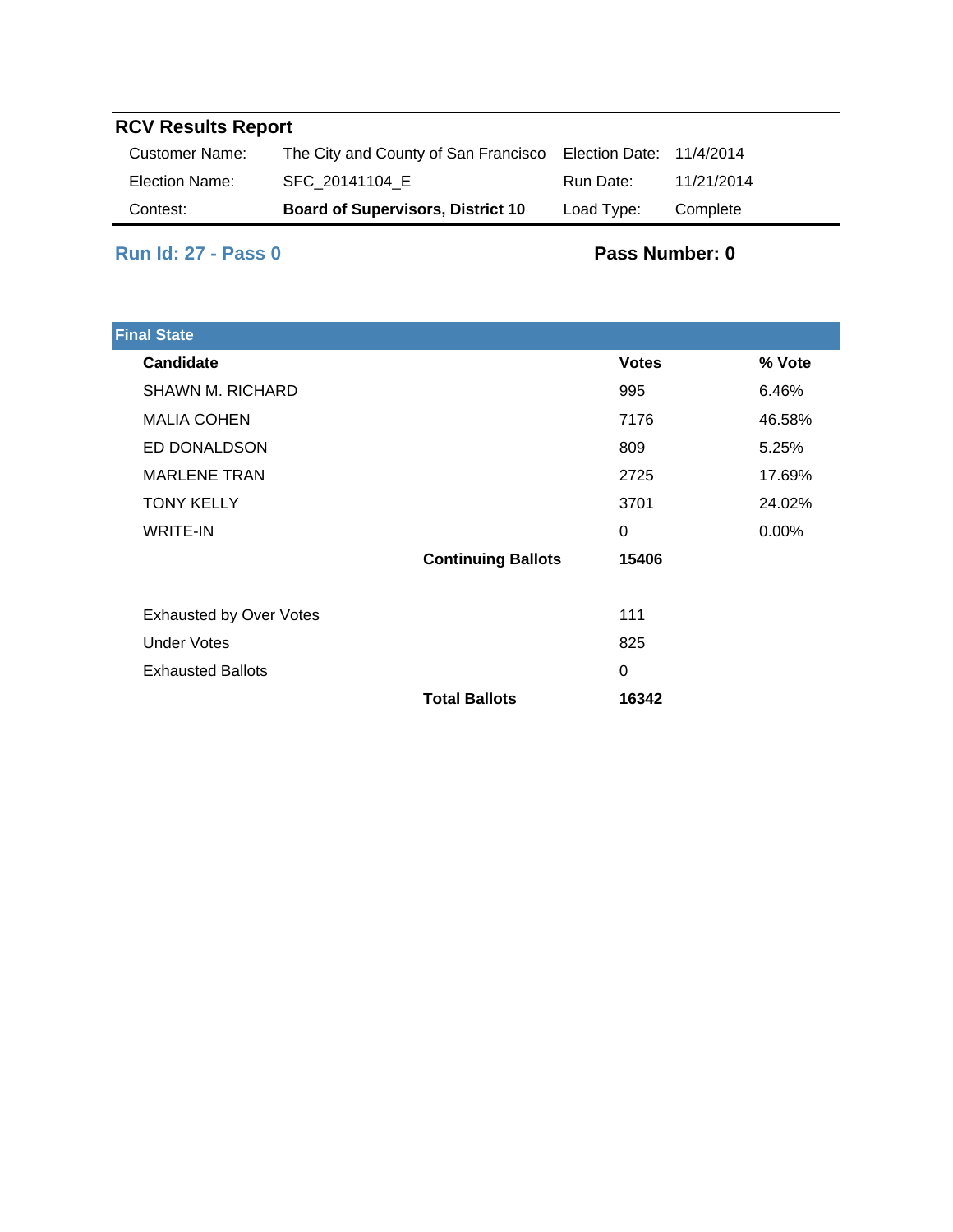## RCV Results Report

| | | | |
|---|---|---|---|
| Customer Name: | The City and County of San Francisco | Election Date: | 11/4/2014 |
| Election Name: | SFC_20141104_E | Run Date: | 11/21/2014 |
| Contest: | **Board of Supervisors, District 10** | Load Type: | Complete |

### Run Id: 27 - Pass 0

**Pass Number: 0**

#### Final State

| Candidate | | Votes | % Vote |
|---|---|---|---|
| SHAWN M. RICHARD | | 995 | 6.46% |
| MALIA COHEN | | 7176 | 46.58% |
| ED DONALDSON | | 809 | 5.25% |
| MARLENE TRAN | | 2725 | 17.69% |
| TONY KELLY | | 3701 | 24.02% |
| WRITE-IN | | 0 | 0.00% |
| | **Continuing Ballots** | **15406** | |
| | | | |
| Exhausted by Over Votes | | 111 | |
| Under Votes | | 825 | |
| Exhausted Ballots | | 0 | |
| | **Total Ballots** | **16342** | |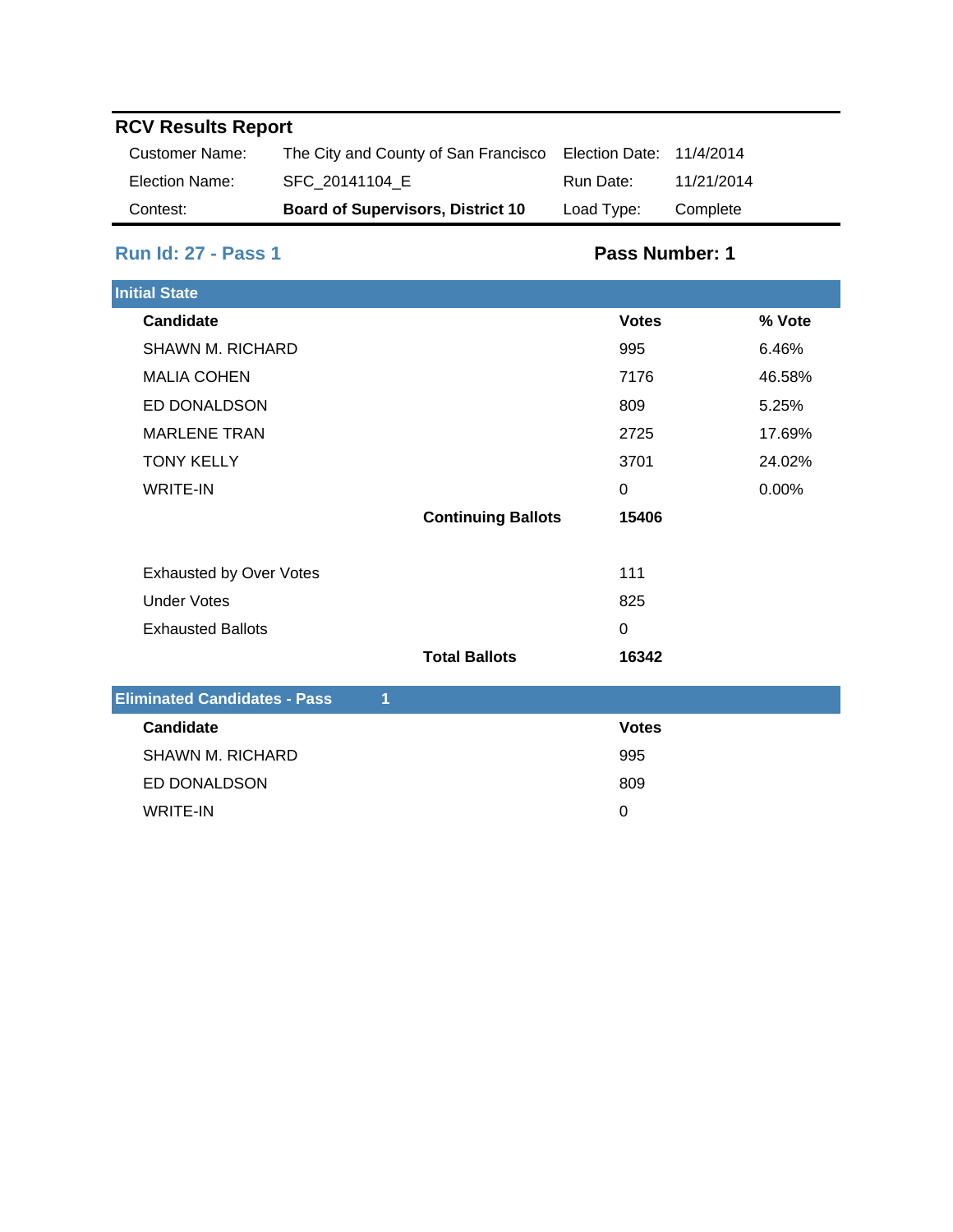## RCV Results Report

| | | | |
|---|---|---|---|
| Customer Name: | The City and County of San Francisco | Election Date: | 11/4/2014 |
| Election Name: | SFC_20141104_E | Run Date: | 11/21/2014 |
| Contest: | **Board of Supervisors, District 10** | Load Type: | Complete |

### Run Id: 27 - Pass 1

**Pass Number: 1**

### Initial State

| Candidate | | Votes | % Vote |
|---|---|---|---|
| SHAWN M. RICHARD | | 995 | 6.46% |
| MALIA COHEN | | 7176 | 46.58% |
| ED DONALDSON | | 809 | 5.25% |
| MARLENE TRAN | | 2725 | 17.69% |
| TONY KELLY | | 3701 | 24.02% |
| WRITE-IN | | 0 | 0.00% |
| | **Continuing Ballots** | **15406** | |
| | | | |
| Exhausted by Over Votes | | 111 | |
| Under Votes | | 825 | |
| Exhausted Ballots | | 0 | |
| | **Total Ballots** | **16342** | |

### Eliminated Candidates - Pass 1

| Candidate | Votes |
|---|---|
| SHAWN M. RICHARD | 995 |
| ED DONALDSON | 809 |
| WRITE-IN | 0 |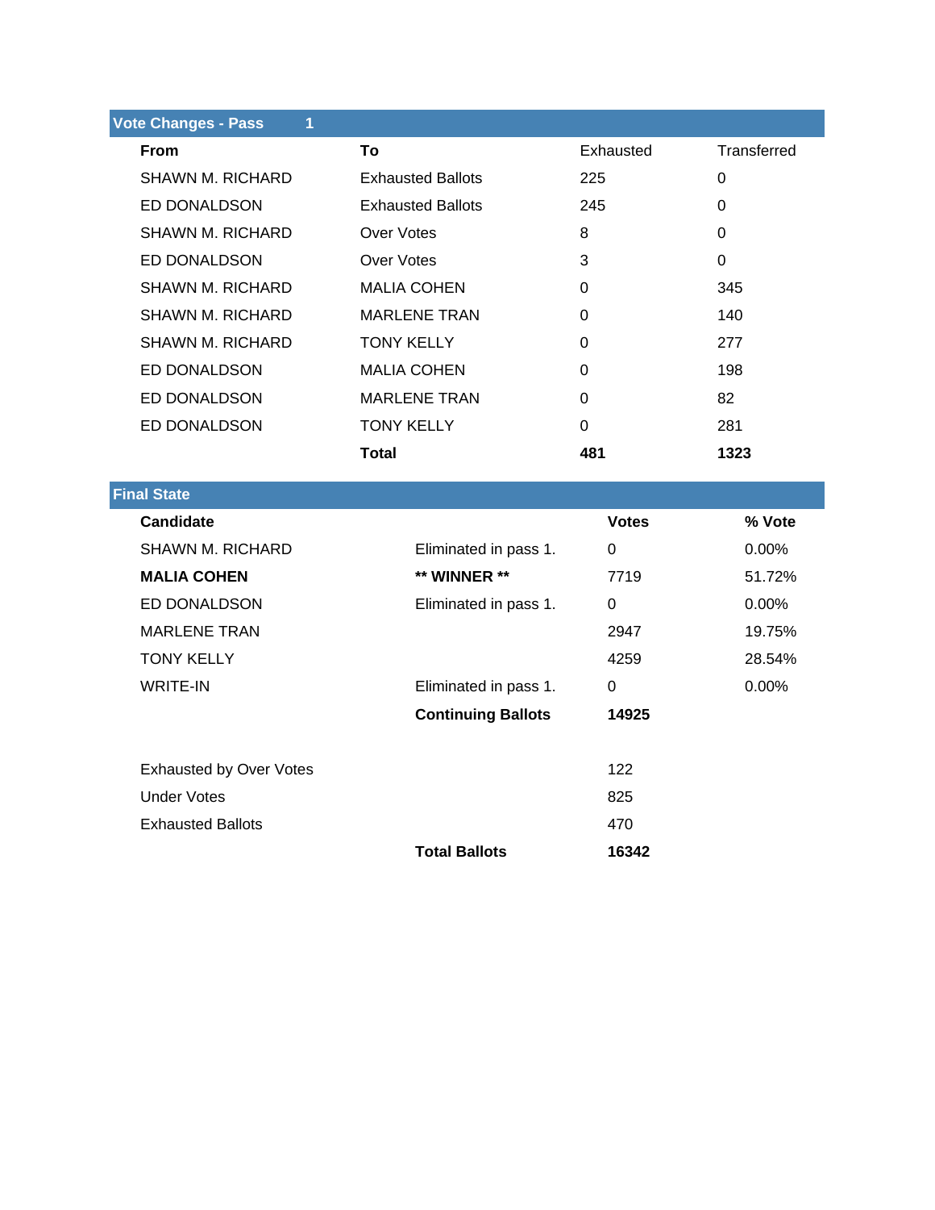## Vote Changes - Pass 1

| From | To | Exhausted | Transferred |
|---|---|---|---|
| SHAWN M. RICHARD | Exhausted Ballots | 225 | 0 |
| ED DONALDSON | Exhausted Ballots | 245 | 0 |
| SHAWN M. RICHARD | Over Votes | 8 | 0 |
| ED DONALDSON | Over Votes | 3 | 0 |
| SHAWN M. RICHARD | MALIA COHEN | 0 | 345 |
| SHAWN M. RICHARD | MARLENE TRAN | 0 | 140 |
| SHAWN M. RICHARD | TONY KELLY | 0 | 277 |
| ED DONALDSON | MALIA COHEN | 0 | 198 |
| ED DONALDSON | MARLENE TRAN | 0 | 82 |
| ED DONALDSON | TONY KELLY | 0 | 281 |
| | **Total** | **481** | **1323** |

## Final State

| Candidate | | Votes | % Vote |
|---|---|---|---|
| SHAWN M. RICHARD | Eliminated in pass 1. | 0 | 0.00% |
| **MALIA COHEN** | **\*\* WINNER \*\*** | 7719 | 51.72% |
| ED DONALDSON | Eliminated in pass 1. | 0 | 0.00% |
| MARLENE TRAN | | 2947 | 19.75% |
| TONY KELLY | | 4259 | 28.54% |
| WRITE-IN | Eliminated in pass 1. | 0 | 0.00% |
| | **Continuing Ballots** | **14925** | |
| | | | |
| Exhausted by Over Votes | | 122 | |
| Under Votes | | 825 | |
| Exhausted Ballots | | 470 | |
| | **Total Ballots** | **16342** | |